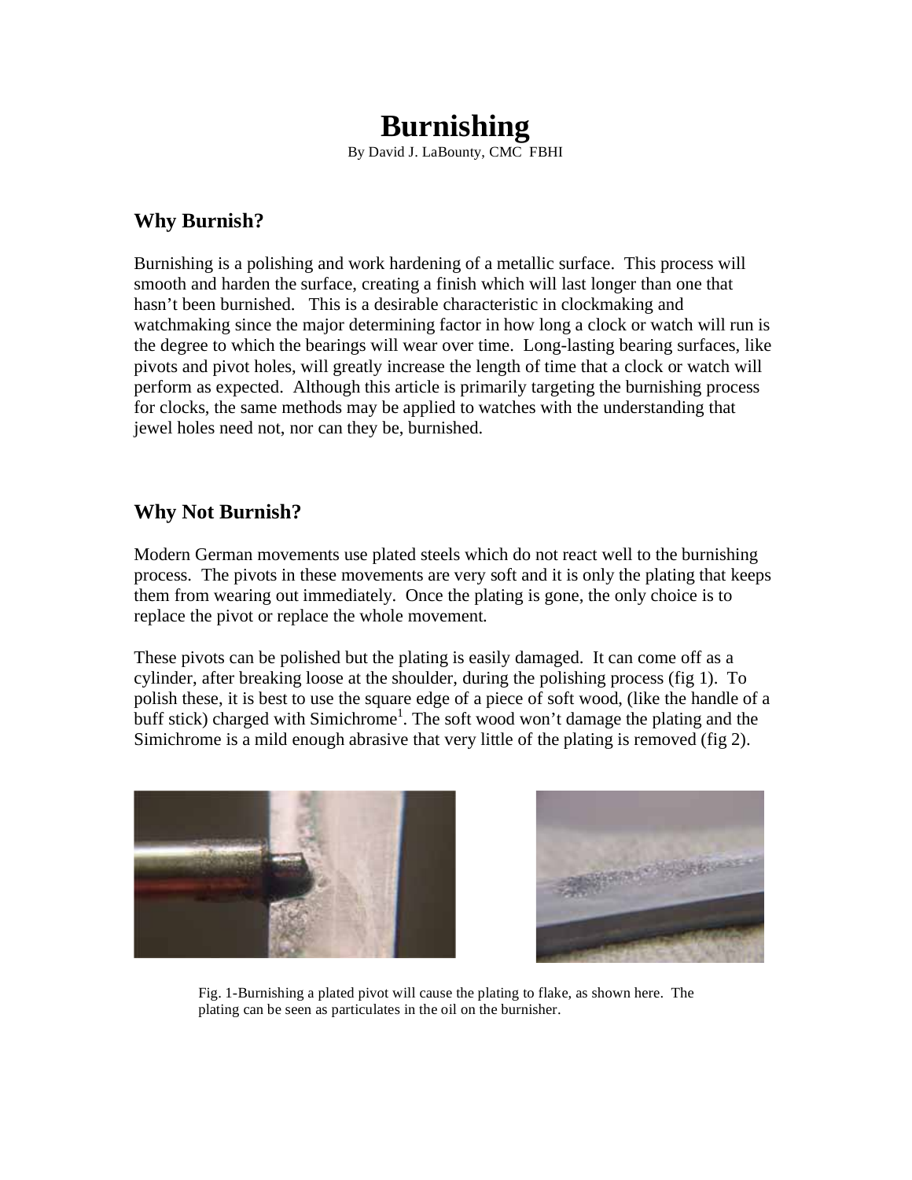# Burnishing

By David J. LaBounty, CMC FBHI

## Why Burnish?

Burnishing is a polishing and work hardening of a metallic surface. This process will smooth and harden the surface, creating a finish which will last longer than one that hasn't been burnished. This is a desirable characteristic in clockmaking and watchmaking since the major determining factor in how long a clock or watch will run is the degree to which the bearings will wear over time. Long-lasting bearing surfaces, like pivots and pivot holes, will greatly increase the length of time that a clock or watch will perform as expected. Although this article is primarily targeting the burnishing process for clocks, the same methods may be applied to watches with the understanding that jewel holes need not, nor can they be, burnished.

## Why Not Burnish?

Modern German movements use plated steels which do not react well to the burnishing process. The pivots in these movements are very soft and it is only the plating that keeps them from wearing out immediately. Once the plating is gone, the only choice is to replace the pivot or replace the whole movement.

These pivots can be polished but the plating is easily damaged. It can come off as a cylinder, after breaking loose at the shoulder, during the polishing process (fig 1). To polish these, it is best to use the square edge of a piece of soft wood, (like the handle of a buff stick) charged with Simichrome[1]. The soft wood won't damage the plating and the Simichrome is a mild enough abrasive that very little of the plating is removed (fig 2).

Fig. 1-Burnishing a plated pivot will cause the plating to flake, as shown here. The plating can be seen as particulates in the oil on the burnisher.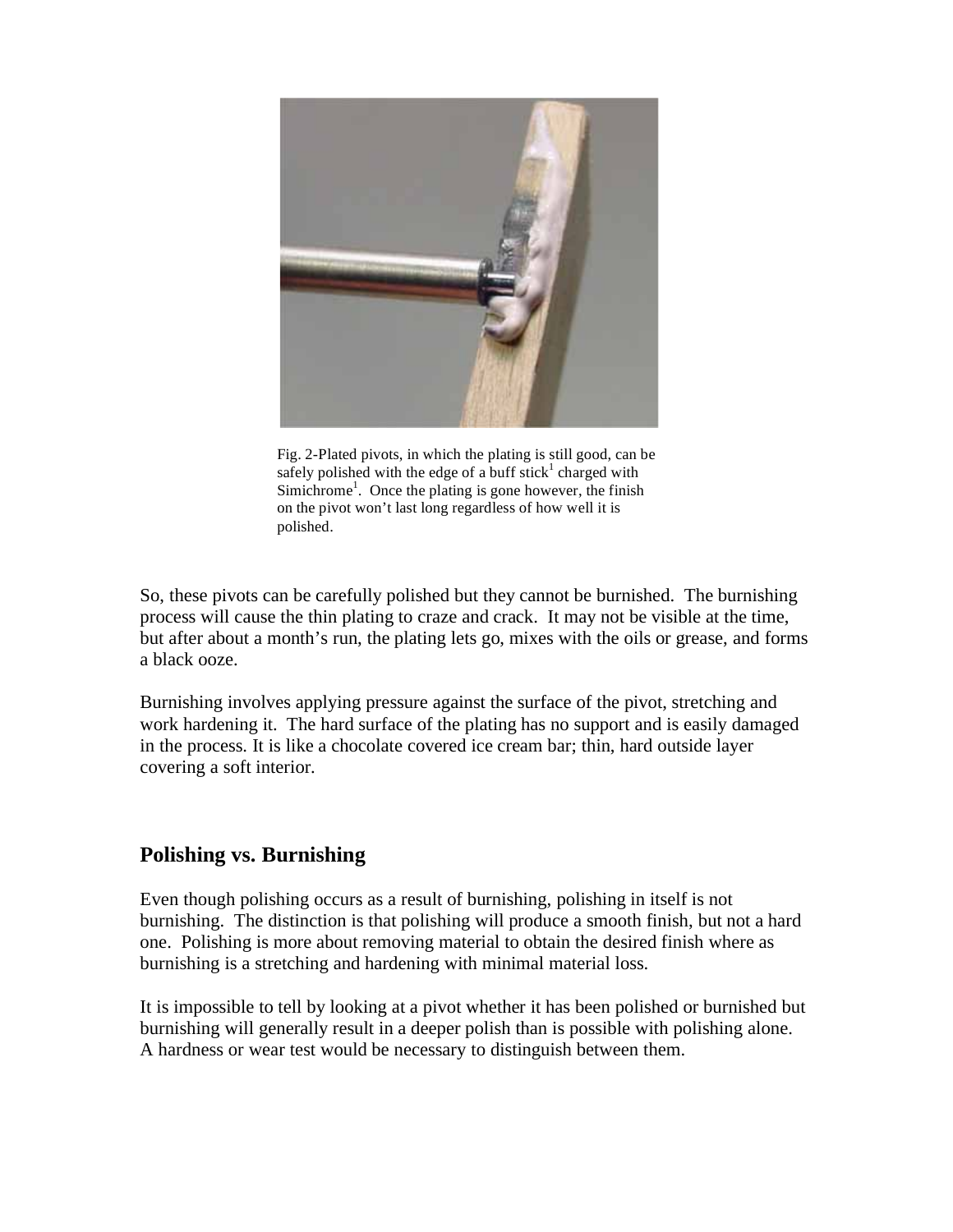Fig. 2-Plated pivots, in which the plating is still good, can be safely polished with the edge of a buff stick[1] charged with Simichrome[1]. Once the plating is gone however, the finish on the pivot won't last long regardless of how well it is polished.

So, these pivots can be carefully polished but they cannot be burnished. The burnishing process will cause the thin plating to craze and crack. It may not be visible at the time, but after about a month's run, the plating lets go, mixes with the oils or grease, and forms a black ooze.

Burnishing involves applying pressure against the surface of the pivot, stretching and work hardening it. The hard surface of the plating has no support and is easily damaged in the process. It is like a chocolate covered ice cream bar; thin, hard outside layer covering a soft interior.

## Polishing vs. Burnishing

Even though polishing occurs as a result of burnishing, polishing in itself is not burnishing. The distinction is that polishing will produce a smooth finish, but not a hard one. Polishing is more about removing material to obtain the desired finish where as burnishing is a stretching and hardening with minimal material loss.

It is impossible to tell by looking at a pivot whether it has been polished or burnished but burnishing will generally result in a deeper polish than is possible with polishing alone. A hardness or wear test would be necessary to distinguish between them.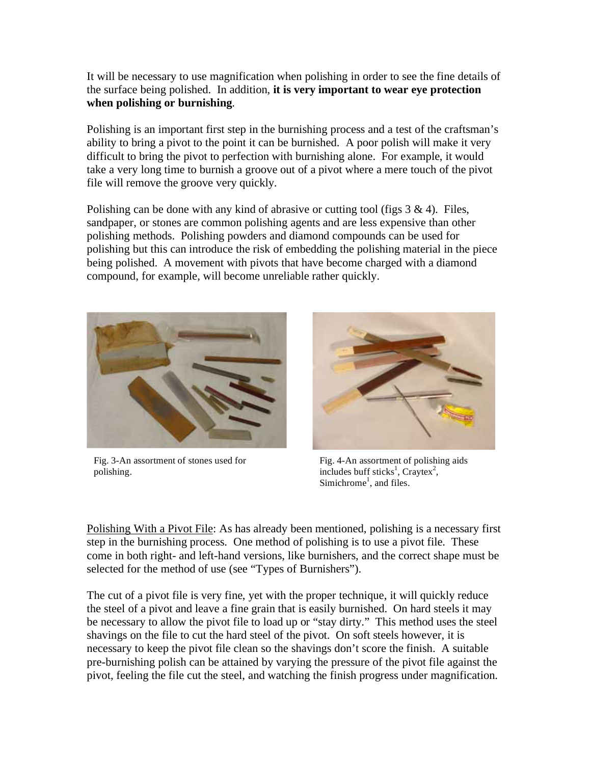It will be necessary to use magnification when polishing in order to see the fine details of the surface being polished. In addition, **it is very important to wear eye protection when polishing or burnishing**.

Polishing is an important first step in the burnishing process and a test of the craftsman's ability to bring a pivot to the point it can be burnished. A poor polish will make it very difficult to bring the pivot to perfection with burnishing alone. For example, it would take a very long time to burnish a groove out of a pivot where a mere touch of the pivot file will remove the groove very quickly.

Polishing can be done with any kind of abrasive or cutting tool (figs 3 & 4). Files, sandpaper, or stones are common polishing agents and are less expensive than other polishing methods. Polishing powders and diamond compounds can be used for polishing but this can introduce the risk of embedding the polishing material in the piece being polished. A movement with pivots that have become charged with a diamond compound, for example, will become unreliable rather quickly.

Fig. 3-An assortment of stones used for polishing.

Fig. 4-An assortment of polishing aids includes buff sticks[1], Craytex[2], Simichrome[1], and files.

<u>Polishing With a Pivot File</u>: As has already been mentioned, polishing is a necessary first step in the burnishing process. One method of polishing is to use a pivot file. These come in both right- and left-hand versions, like burnishers, and the correct shape must be selected for the method of use (see "Types of Burnishers").

The cut of a pivot file is very fine, yet with the proper technique, it will quickly reduce the steel of a pivot and leave a fine grain that is easily burnished. On hard steels it may be necessary to allow the pivot file to load up or "stay dirty." This method uses the steel shavings on the file to cut the hard steel of the pivot. On soft steels however, it is necessary to keep the pivot file clean so the shavings don't score the finish. A suitable pre-burnishing polish can be attained by varying the pressure of the pivot file against the pivot, feeling the file cut the steel, and watching the finish progress under magnification.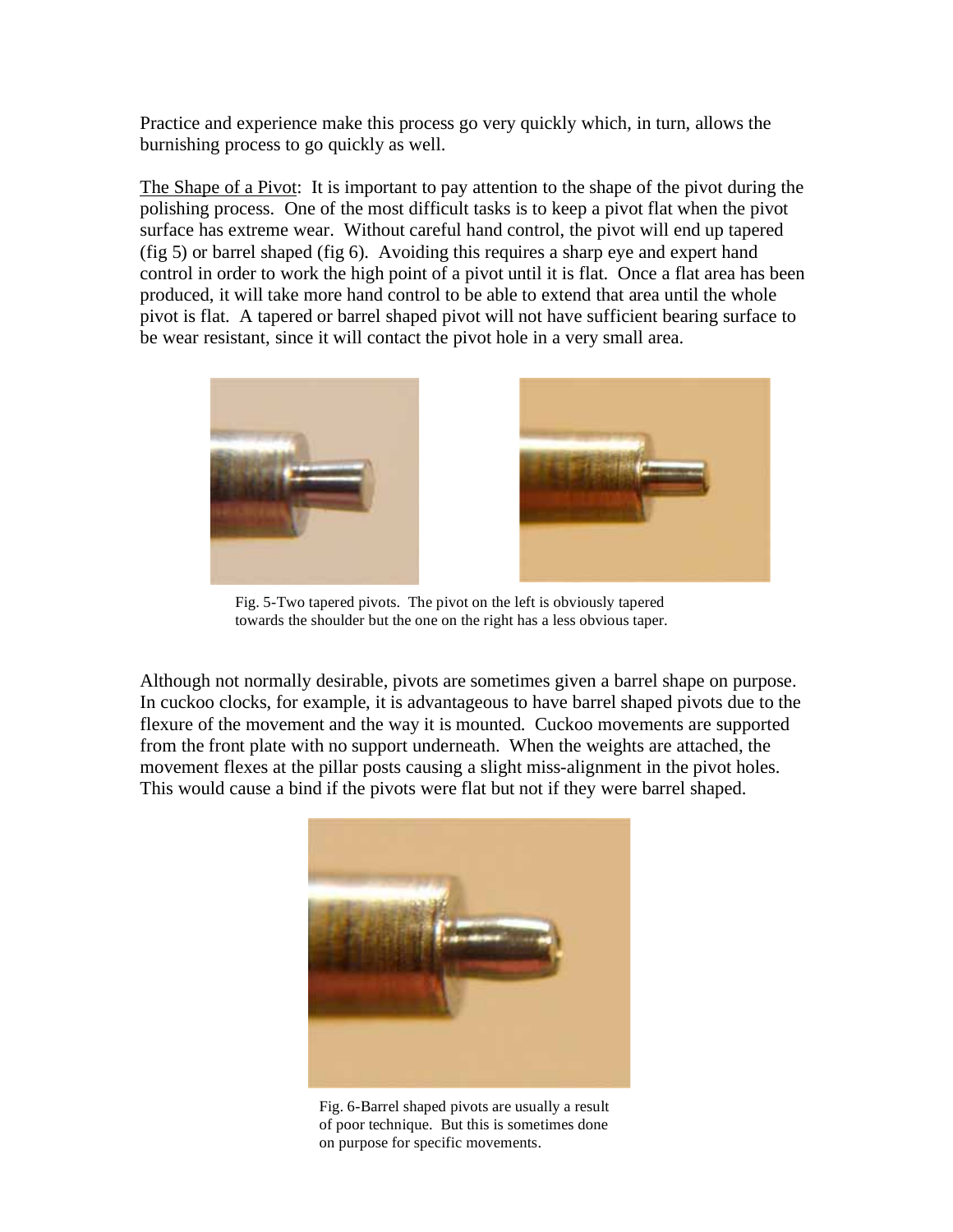Practice and experience make this process go very quickly which, in turn, allows the burnishing process to go quickly as well.

The Shape of a Pivot: It is important to pay attention to the shape of the pivot during the polishing process. One of the most difficult tasks is to keep a pivot flat when the pivot surface has extreme wear. Without careful hand control, the pivot will end up tapered (fig 5) or barrel shaped (fig 6). Avoiding this requires a sharp eye and expert hand control in order to work the high point of a pivot until it is flat. Once a flat area has been produced, it will take more hand control to be able to extend that area until the whole pivot is flat. A tapered or barrel shaped pivot will not have sufficient bearing surface to be wear resistant, since it will contact the pivot hole in a very small area.

Fig. 5-Two tapered pivots. The pivot on the left is obviously tapered towards the shoulder but the one on the right has a less obvious taper.

Although not normally desirable, pivots are sometimes given a barrel shape on purpose. In cuckoo clocks, for example, it is advantageous to have barrel shaped pivots due to the flexure of the movement and the way it is mounted. Cuckoo movements are supported from the front plate with no support underneath. When the weights are attached, the movement flexes at the pillar posts causing a slight miss-alignment in the pivot holes. This would cause a bind if the pivots were flat but not if they were barrel shaped.

Fig. 6-Barrel shaped pivots are usually a result of poor technique. But this is sometimes done on purpose for specific movements.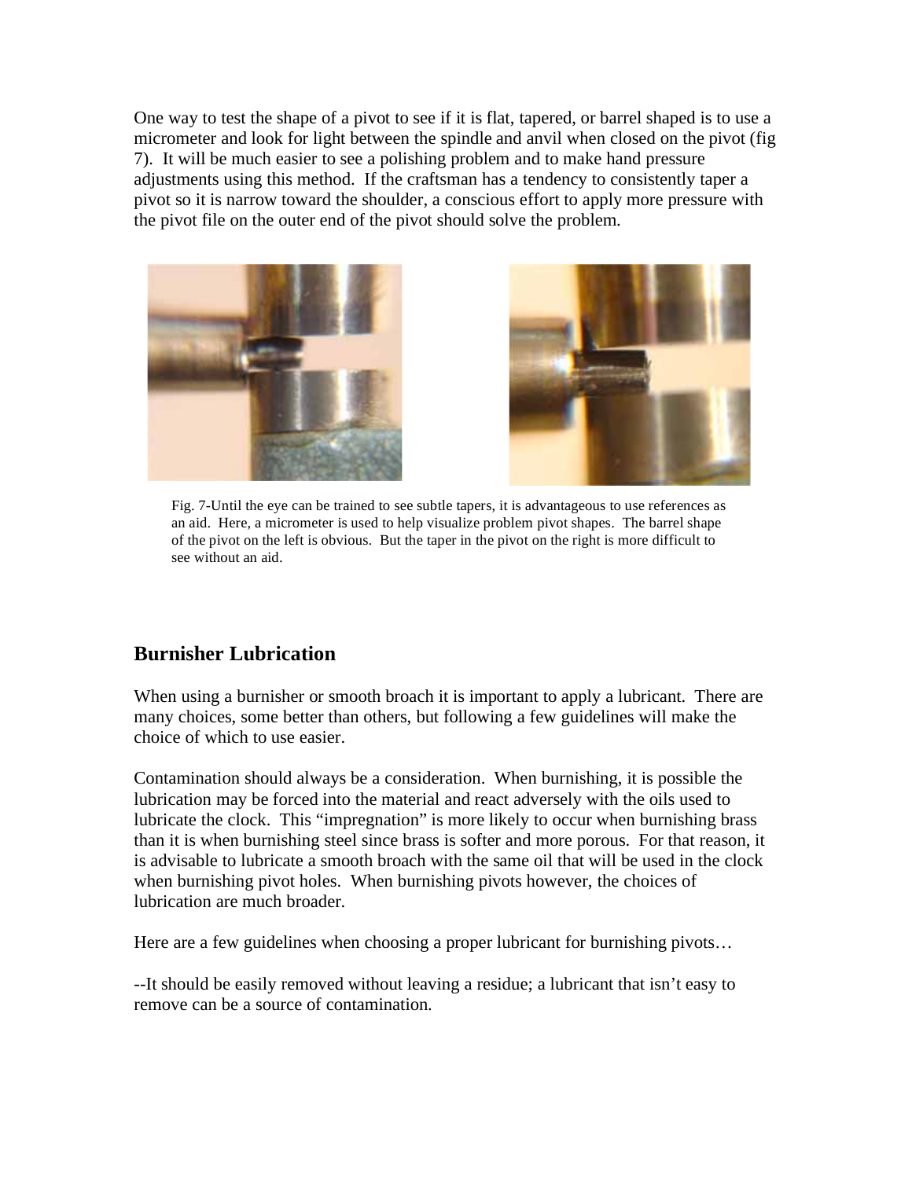One way to test the shape of a pivot to see if it is flat, tapered, or barrel shaped is to use a micrometer and look for light between the spindle and anvil when closed on the pivot (fig 7). It will be much easier to see a polishing problem and to make hand pressure adjustments using this method. If the craftsman has a tendency to consistently taper a pivot so it is narrow toward the shoulder, a conscious effort to apply more pressure with the pivot file on the outer end of the pivot should solve the problem.

Fig. 7-Until the eye can be trained to see subtle tapers, it is advantageous to use references as an aid. Here, a micrometer is used to help visualize problem pivot shapes. The barrel shape of the pivot on the left is obvious. But the taper in the pivot on the right is more difficult to see without an aid.

## Burnisher Lubrication

When using a burnisher or smooth broach it is important to apply a lubricant. There are many choices, some better than others, but following a few guidelines will make the choice of which to use easier.

Contamination should always be a consideration. When burnishing, it is possible the lubrication may be forced into the material and react adversely with the oils used to lubricate the clock. This "impregnation" is more likely to occur when burnishing brass than it is when burnishing steel since brass is softer and more porous. For that reason, it is advisable to lubricate a smooth broach with the same oil that will be used in the clock when burnishing pivot holes. When burnishing pivots however, the choices of lubrication are much broader.

Here are a few guidelines when choosing a proper lubricant for burnishing pivots…

--It should be easily removed without leaving a residue; a lubricant that isn't easy to remove can be a source of contamination.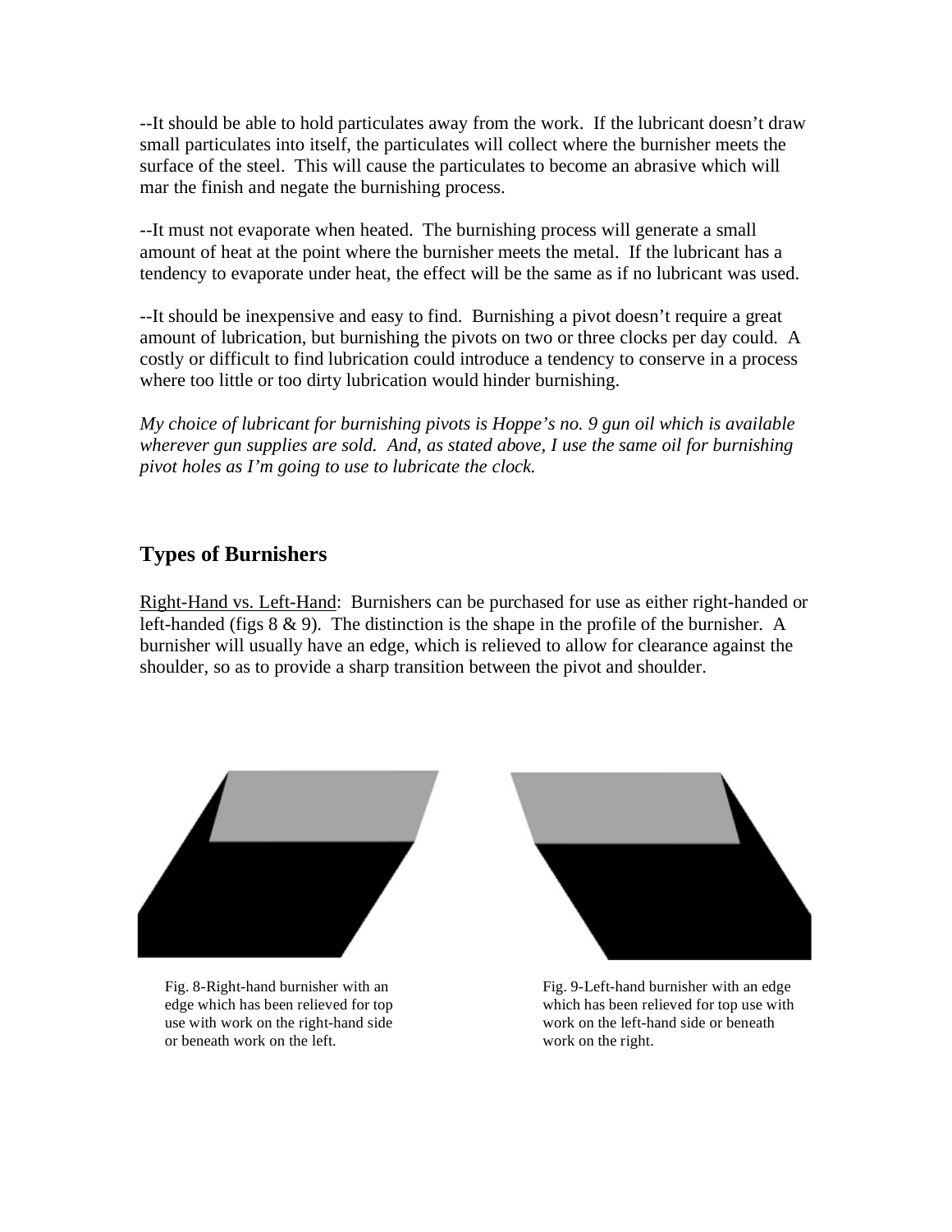--It should be able to hold particulates away from the work. If the lubricant doesn't draw small particulates into itself, the particulates will collect where the burnisher meets the surface of the steel. This will cause the particulates to become an abrasive which will mar the finish and negate the burnishing process.

--It must not evaporate when heated. The burnishing process will generate a small amount of heat at the point where the burnisher meets the metal. If the lubricant has a tendency to evaporate under heat, the effect will be the same as if no lubricant was used.

--It should be inexpensive and easy to find. Burnishing a pivot doesn't require a great amount of lubrication, but burnishing the pivots on two or three clocks per day could. A costly or difficult to find lubrication could introduce a tendency to conserve in a process where too little or too dirty lubrication would hinder burnishing.

*My choice of lubricant for burnishing pivots is Hoppe's no. 9 gun oil which is available wherever gun supplies are sold. And, as stated above, I use the same oil for burnishing pivot holes as I'm going to use to lubricate the clock.*

## Types of Burnishers

Right-Hand vs. Left-Hand: Burnishers can be purchased for use as either right-handed or left-handed (figs 8 & 9). The distinction is the shape in the profile of the burnisher. A burnisher will usually have an edge, which is relieved to allow for clearance against the shoulder, so as to provide a sharp transition between the pivot and shoulder.

Fig. 8-Right-hand burnisher with an edge which has been relieved for top use with work on the right-hand side or beneath work on the left.

Fig. 9-Left-hand burnisher with an edge which has been relieved for top use with work on the left-hand side or beneath work on the right.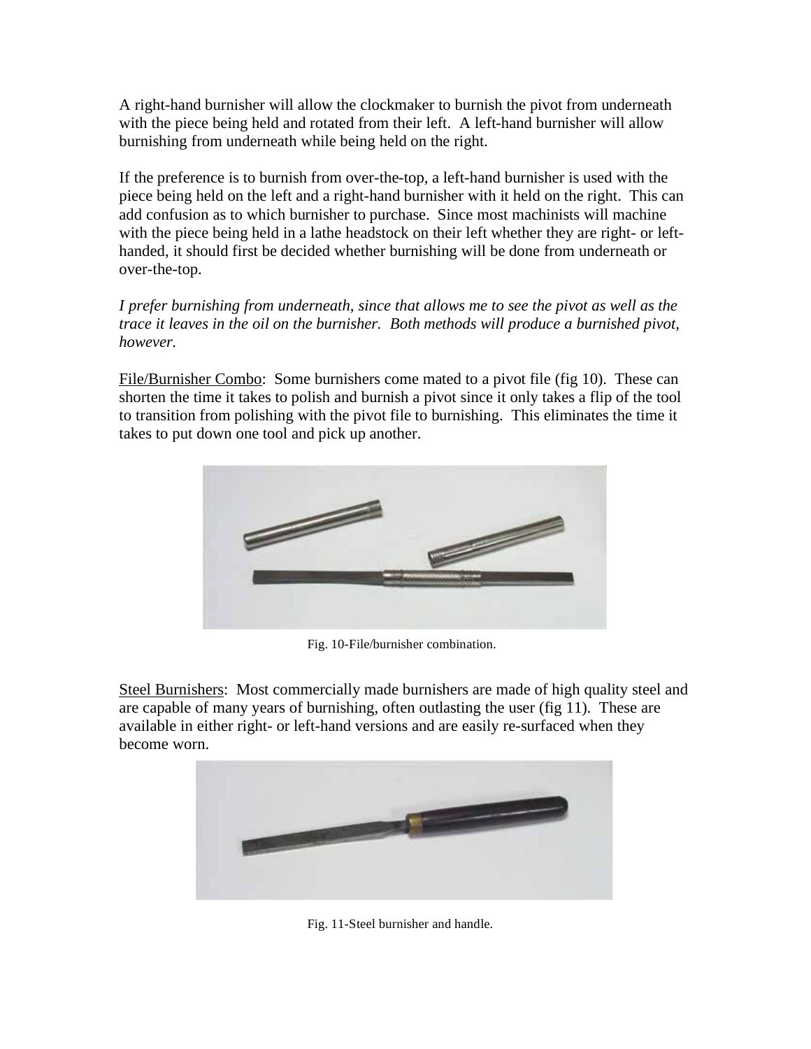A right-hand burnisher will allow the clockmaker to burnish the pivot from underneath with the piece being held and rotated from their left. A left-hand burnisher will allow burnishing from underneath while being held on the right.

If the preference is to burnish from over-the-top, a left-hand burnisher is used with the piece being held on the left and a right-hand burnisher with it held on the right. This can add confusion as to which burnisher to purchase. Since most machinists will machine with the piece being held in a lathe headstock on their left whether they are right- or left-handed, it should first be decided whether burnishing will be done from underneath or over-the-top.

*I prefer burnishing from underneath, since that allows me to see the pivot as well as the trace it leaves in the oil on the burnisher. Both methods will produce a burnished pivot, however.*

<u>File/Burnisher Combo</u>: Some burnishers come mated to a pivot file (fig 10). These can shorten the time it takes to polish and burnish a pivot since it only takes a flip of the tool to transition from polishing with the pivot file to burnishing. This eliminates the time it takes to put down one tool and pick up another.

Fig. 10-File/burnisher combination.

<u>Steel Burnishers</u>: Most commercially made burnishers are made of high quality steel and are capable of many years of burnishing, often outlasting the user (fig 11). These are available in either right- or left-hand versions and are easily re-surfaced when they become worn.

Fig. 11-Steel burnisher and handle.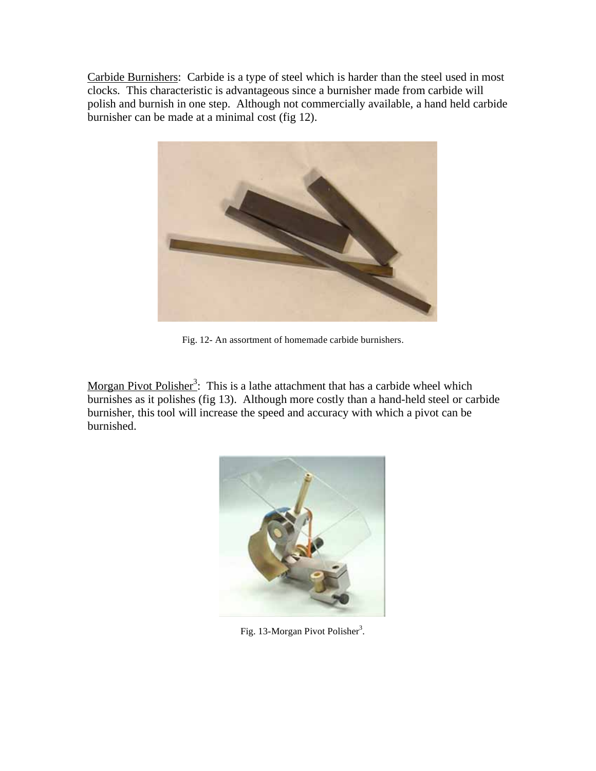Carbide Burnishers: Carbide is a type of steel which is harder than the steel used in most clocks. This characteristic is advantageous since a burnisher made from carbide will polish and burnish in one step. Although not commercially available, a hand held carbide burnisher can be made at a minimal cost (fig 12).

Fig. 12- An assortment of homemade carbide burnishers.

Morgan Pivot Polisher[3]: This is a lathe attachment that has a carbide wheel which burnishes as it polishes (fig 13). Although more costly than a hand-held steel or carbide burnisher, this tool will increase the speed and accuracy with which a pivot can be burnished.

Fig. 13-Morgan Pivot Polisher[3].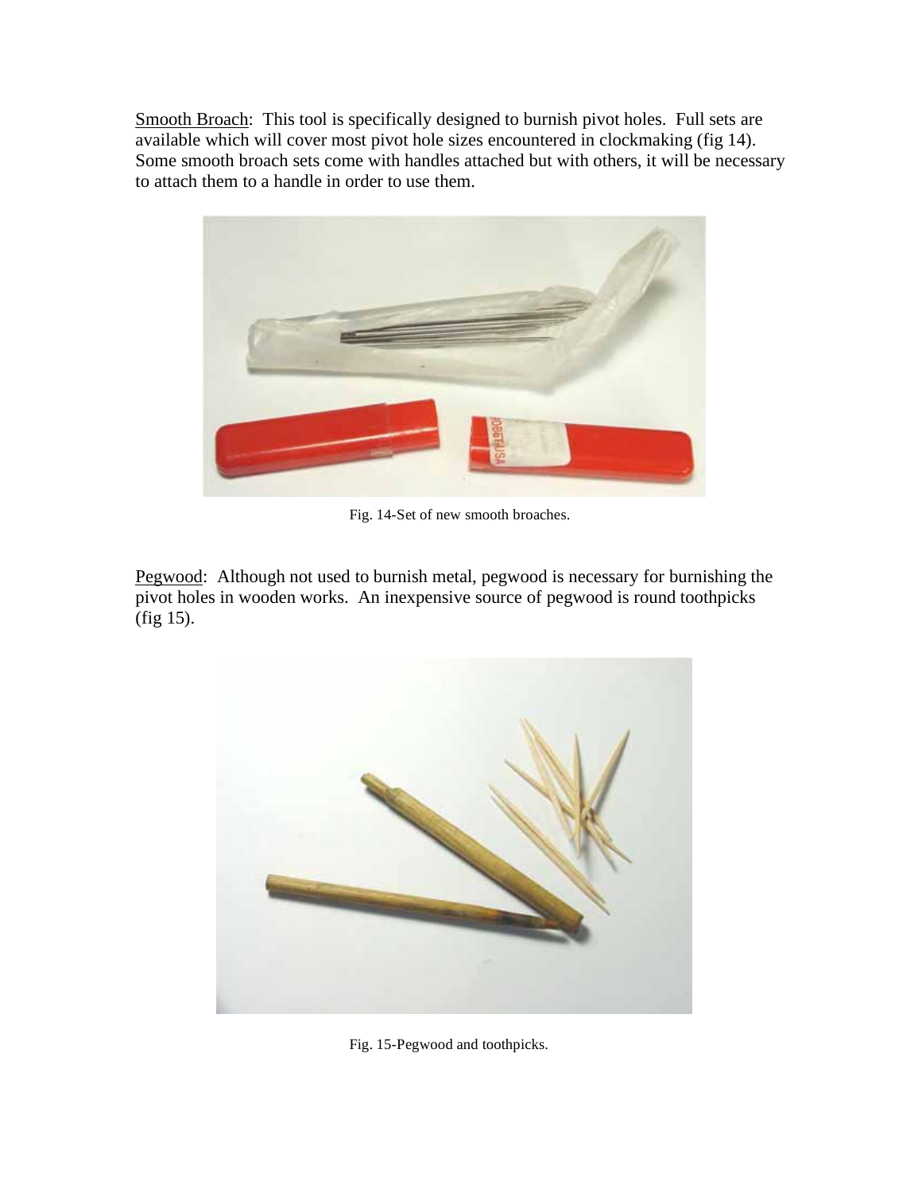Smooth Broach: This tool is specifically designed to burnish pivot holes. Full sets are available which will cover most pivot hole sizes encountered in clockmaking (fig 14). Some smooth broach sets come with handles attached but with others, it will be necessary to attach them to a handle in order to use them.

Fig. 14-Set of new smooth broaches.

Pegwood: Although not used to burnish metal, pegwood is necessary for burnishing the pivot holes in wooden works. An inexpensive source of pegwood is round toothpicks (fig 15).

Fig. 15-Pegwood and toothpicks.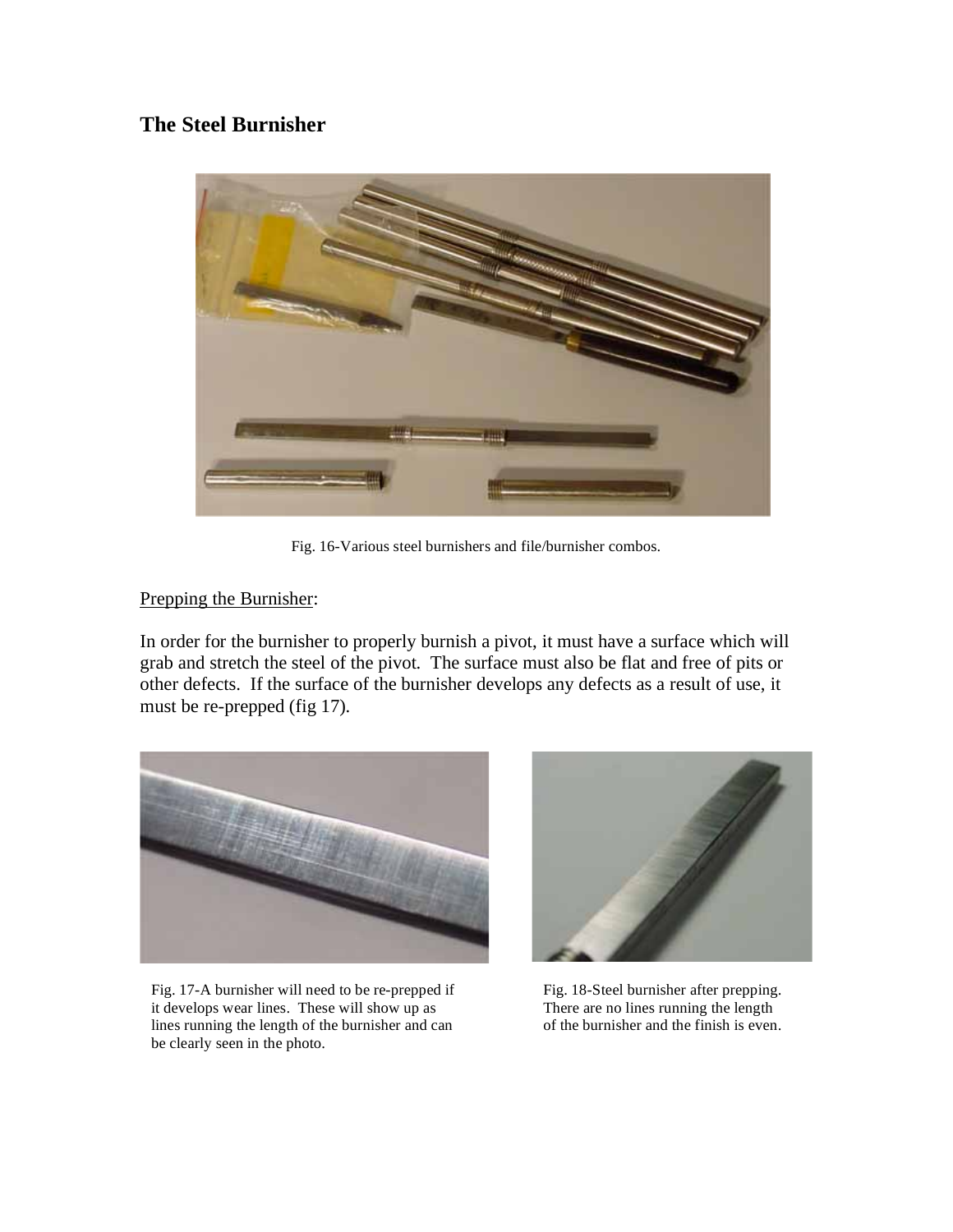## The Steel Burnisher

Fig. 16-Various steel burnishers and file/burnisher combos.

Prepping the Burnisher:

In order for the burnisher to properly burnish a pivot, it must have a surface which will grab and stretch the steel of the pivot. The surface must also be flat and free of pits or other defects. If the surface of the burnisher develops any defects as a result of use, it must be re-prepped (fig 17).

Fig. 17-A burnisher will need to be re-prepped if it develops wear lines. These will show up as lines running the length of the burnisher and can be clearly seen in the photo.

Fig. 18-Steel burnisher after prepping. There are no lines running the length of the burnisher and the finish is even.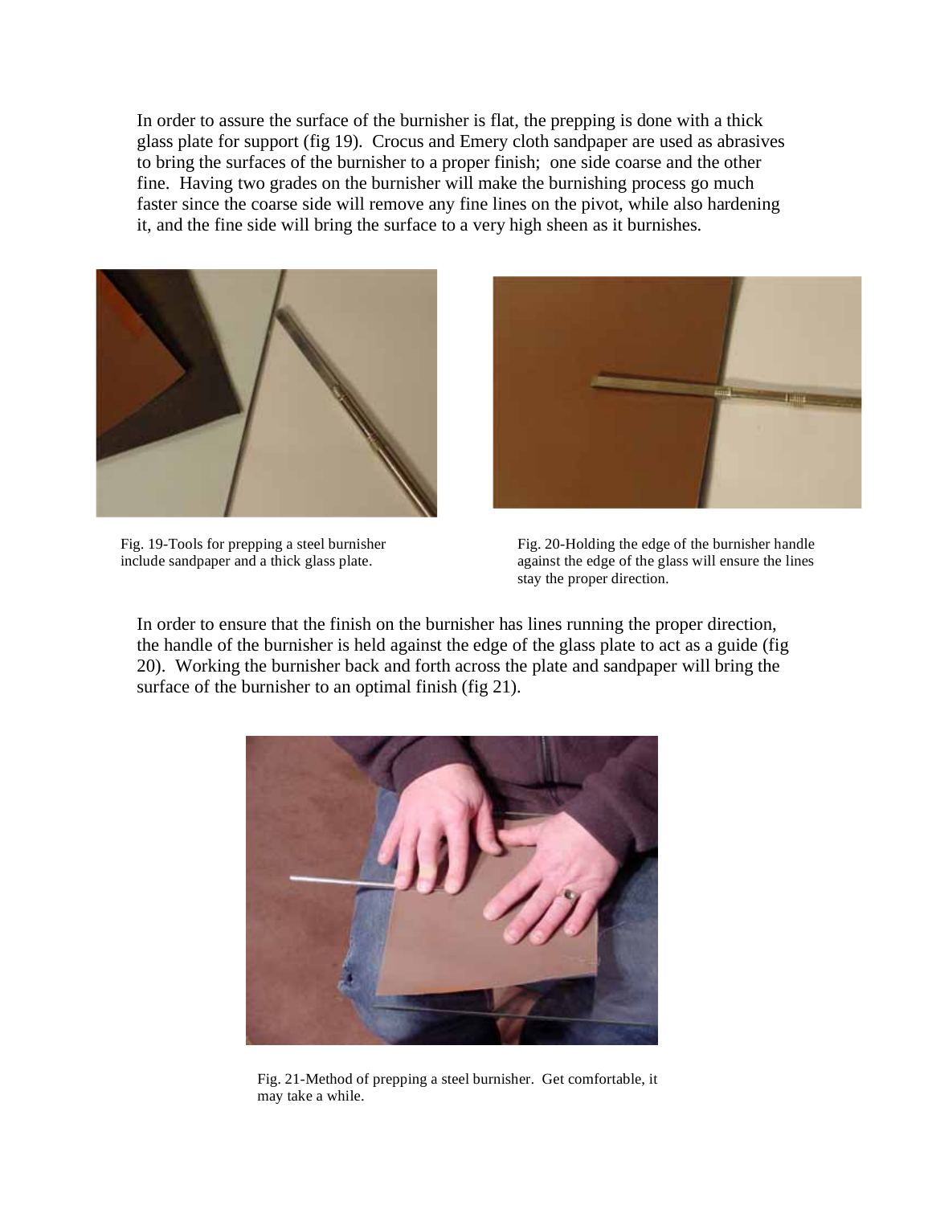In order to assure the surface of the burnisher is flat, the prepping is done with a thick glass plate for support (fig 19). Crocus and Emery cloth sandpaper are used as abrasives to bring the surfaces of the burnisher to a proper finish; one side coarse and the other fine. Having two grades on the burnisher will make the burnishing process go much faster since the coarse side will remove any fine lines on the pivot, while also hardening it, and the fine side will bring the surface to a very high sheen as it burnishes.

Fig. 19-Tools for prepping a steel burnisher include sandpaper and a thick glass plate.

Fig. 20-Holding the edge of the burnisher handle against the edge of the glass will ensure the lines stay the proper direction.

In order to ensure that the finish on the burnisher has lines running the proper direction, the handle of the burnisher is held against the edge of the glass plate to act as a guide (fig 20). Working the burnisher back and forth across the plate and sandpaper will bring the surface of the burnisher to an optimal finish (fig 21).

Fig. 21-Method of prepping a steel burnisher. Get comfortable, it may take a while.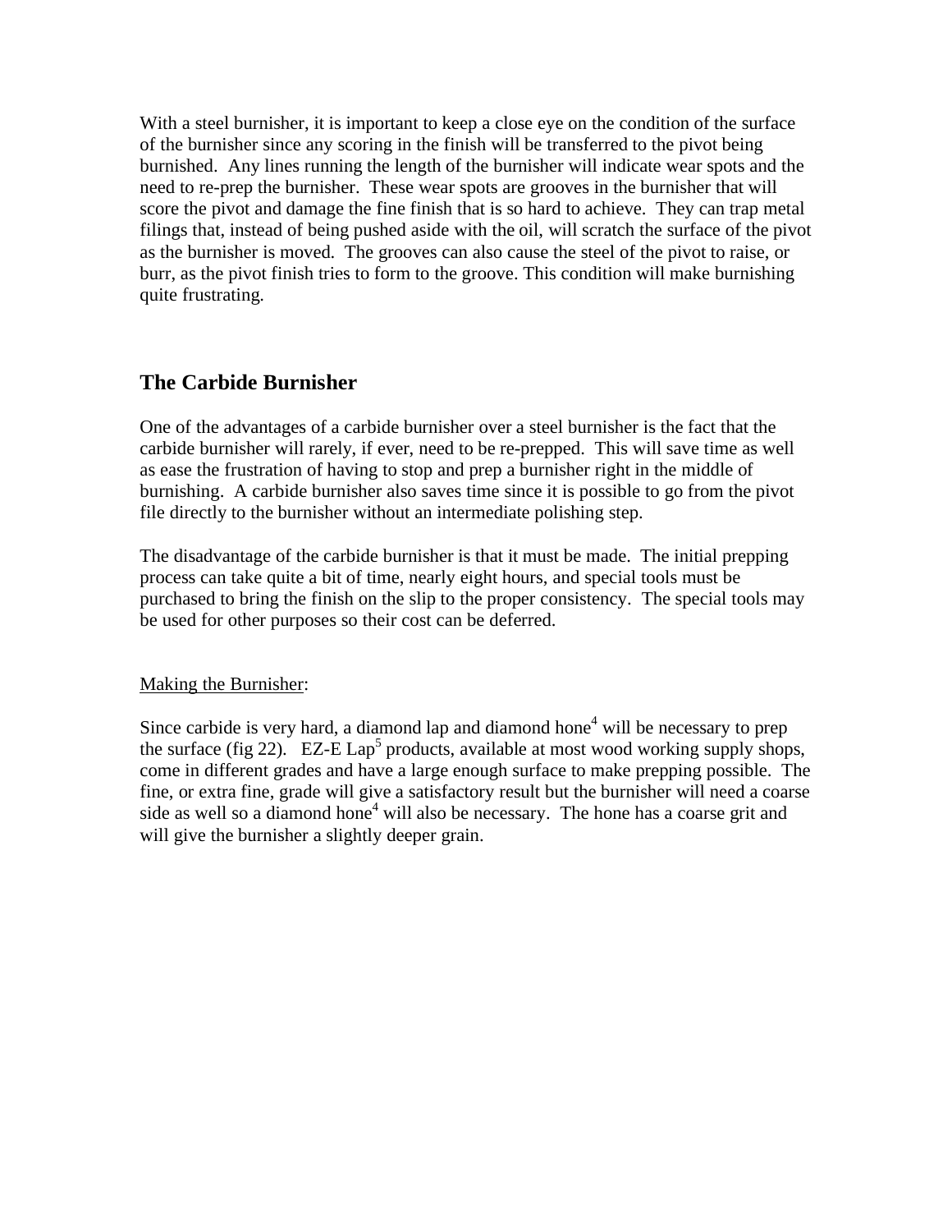With a steel burnisher, it is important to keep a close eye on the condition of the surface of the burnisher since any scoring in the finish will be transferred to the pivot being burnished. Any lines running the length of the burnisher will indicate wear spots and the need to re-prep the burnisher. These wear spots are grooves in the burnisher that will score the pivot and damage the fine finish that is so hard to achieve. They can trap metal filings that, instead of being pushed aside with the oil, will scratch the surface of the pivot as the burnisher is moved. The grooves can also cause the steel of the pivot to raise, or burr, as the pivot finish tries to form to the groove. This condition will make burnishing quite frustrating.

## The Carbide Burnisher

One of the advantages of a carbide burnisher over a steel burnisher is the fact that the carbide burnisher will rarely, if ever, need to be re-prepped. This will save time as well as ease the frustration of having to stop and prep a burnisher right in the middle of burnishing. A carbide burnisher also saves time since it is possible to go from the pivot file directly to the burnisher without an intermediate polishing step.

The disadvantage of the carbide burnisher is that it must be made. The initial prepping process can take quite a bit of time, nearly eight hours, and special tools must be purchased to bring the finish on the slip to the proper consistency. The special tools may be used for other purposes so their cost can be deferred.

<u>Making the Burnisher</u>:

Since carbide is very hard, a diamond lap and diamond hone[4] will be necessary to prep the surface (fig 22). EZ-E Lap[5] products, available at most wood working supply shops, come in different grades and have a large enough surface to make prepping possible. The fine, or extra fine, grade will give a satisfactory result but the burnisher will need a coarse side as well so a diamond hone[4] will also be necessary. The hone has a coarse grit and will give the burnisher a slightly deeper grain.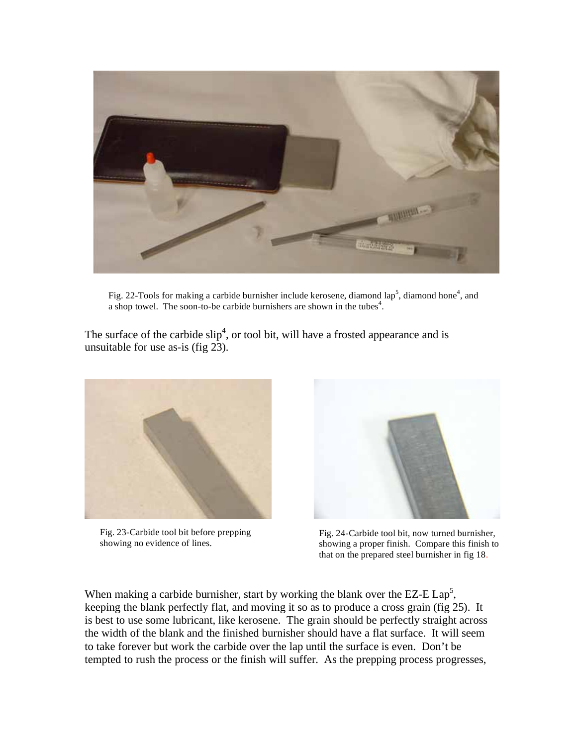Fig. 22-Tools for making a carbide burnisher include kerosene, diamond lap[5], diamond hone[4], and a shop towel. The soon-to-be carbide burnishers are shown in the tubes[4].

The surface of the carbide slip[4], or tool bit, will have a frosted appearance and is unsuitable for use as-is (fig 23).

Fig. 23-Carbide tool bit before prepping showing no evidence of lines.

Fig. 24-Carbide tool bit, now turned burnisher, showing a proper finish. Compare this finish to that on the prepared steel burnisher in fig 18.

When making a carbide burnisher, start by working the blank over the EZ-E Lap[5], keeping the blank perfectly flat, and moving it so as to produce a cross grain (fig 25). It is best to use some lubricant, like kerosene. The grain should be perfectly straight across the width of the blank and the finished burnisher should have a flat surface. It will seem to take forever but work the carbide over the lap until the surface is even. Don't be tempted to rush the process or the finish will suffer. As the prepping process progresses,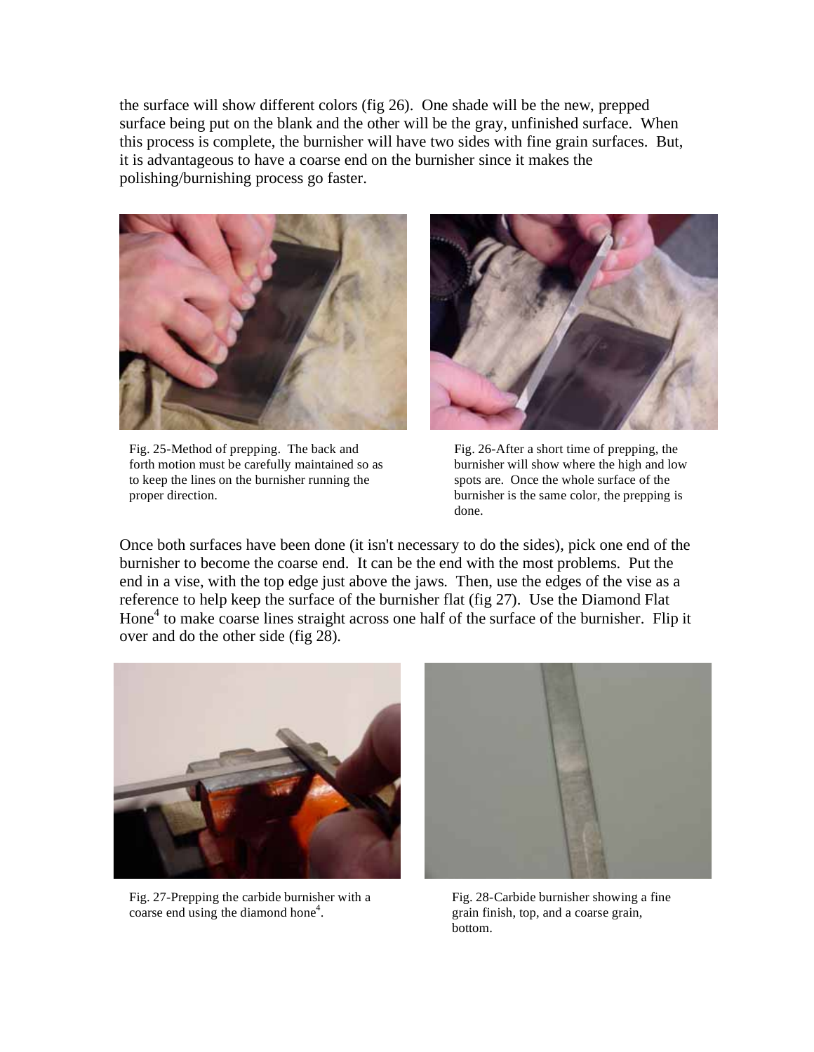the surface will show different colors (fig 26). One shade will be the new, prepped surface being put on the blank and the other will be the gray, unfinished surface. When this process is complete, the burnisher will have two sides with fine grain surfaces. But, it is advantageous to have a coarse end on the burnisher since it makes the polishing/burnishing process go faster.

Fig. 25-Method of prepping. The back and forth motion must be carefully maintained so as to keep the lines on the burnisher running the proper direction.

Fig. 26-After a short time of prepping, the burnisher will show where the high and low spots are. Once the whole surface of the burnisher is the same color, the prepping is done.

Once both surfaces have been done (it isn't necessary to do the sides), pick one end of the burnisher to become the coarse end. It can be the end with the most problems. Put the end in a vise, with the top edge just above the jaws. Then, use the edges of the vise as a reference to help keep the surface of the burnisher flat (fig 27). Use the Diamond Flat Hone[4] to make coarse lines straight across one half of the surface of the burnisher. Flip it over and do the other side (fig 28).

Fig. 27-Prepping the carbide burnisher with a coarse end using the diamond hone[4].

Fig. 28-Carbide burnisher showing a fine grain finish, top, and a coarse grain, bottom.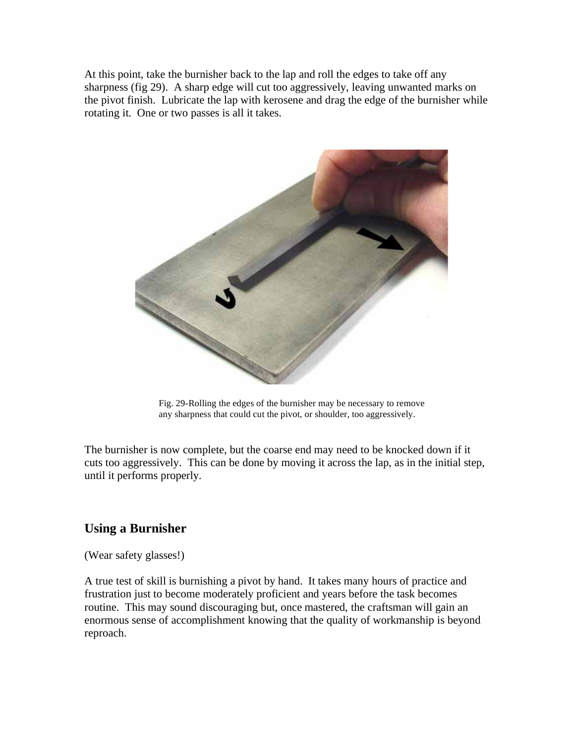At this point, take the burnisher back to the lap and roll the edges to take off any sharpness (fig 29). A sharp edge will cut too aggressively, leaving unwanted marks on the pivot finish. Lubricate the lap with kerosene and drag the edge of the burnisher while rotating it. One or two passes is all it takes.

Fig. 29-Rolling the edges of the burnisher may be necessary to remove any sharpness that could cut the pivot, or shoulder, too aggressively.

The burnisher is now complete, but the coarse end may need to be knocked down if it cuts too aggressively. This can be done by moving it across the lap, as in the initial step, until it performs properly.

## Using a Burnisher

(Wear safety glasses!)

A true test of skill is burnishing a pivot by hand. It takes many hours of practice and frustration just to become moderately proficient and years before the task becomes routine. This may sound discouraging but, once mastered, the craftsman will gain an enormous sense of accomplishment knowing that the quality of workmanship is beyond reproach.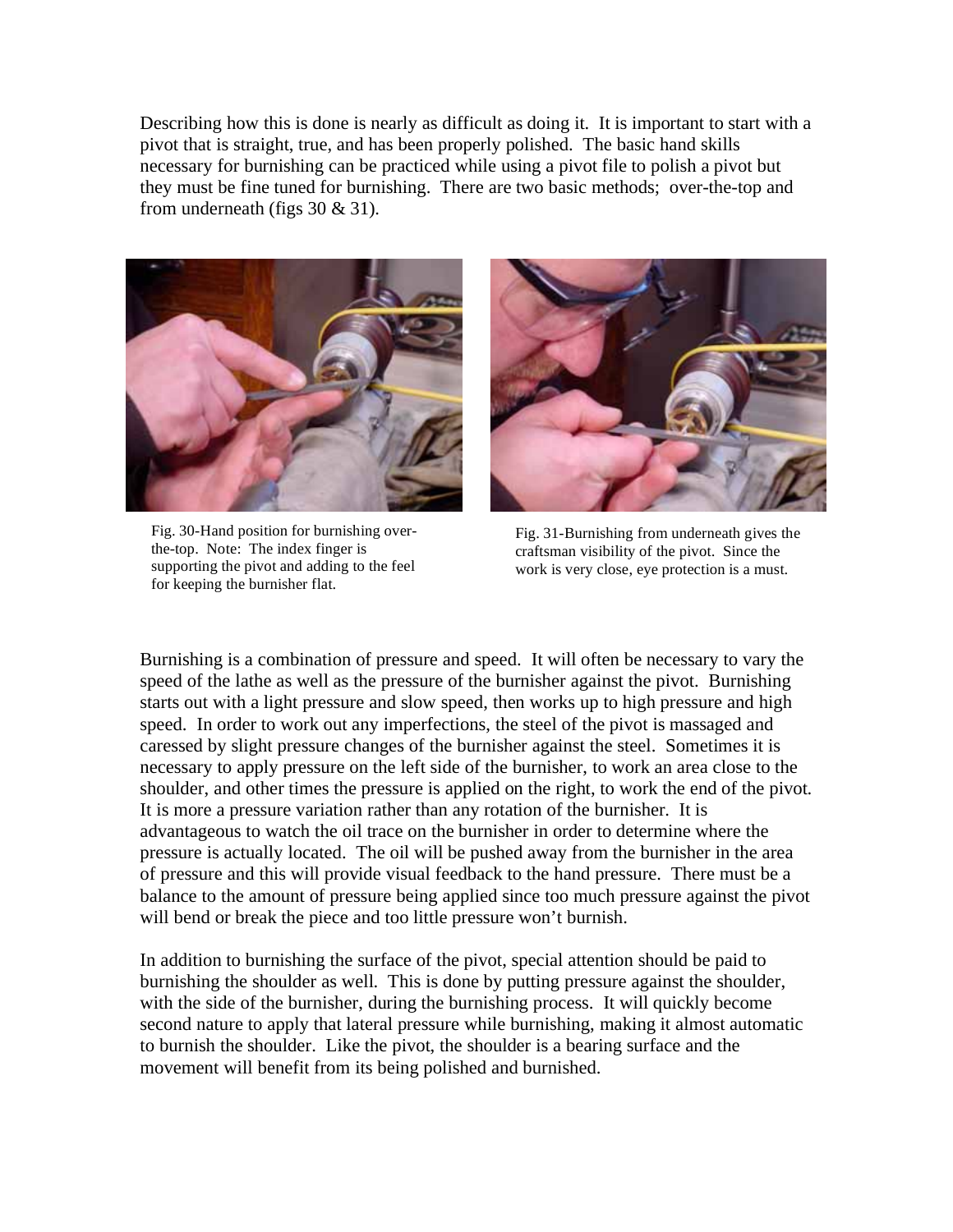Describing how this is done is nearly as difficult as doing it. It is important to start with a pivot that is straight, true, and has been properly polished. The basic hand skills necessary for burnishing can be practiced while using a pivot file to polish a pivot but they must be fine tuned for burnishing. There are two basic methods; over-the-top and from underneath (figs 30 & 31).

Fig. 30-Hand position for burnishing over-the-top. Note: The index finger is supporting the pivot and adding to the feel for keeping the burnisher flat.

Fig. 31-Burnishing from underneath gives the craftsman visibility of the pivot. Since the work is very close, eye protection is a must.

Burnishing is a combination of pressure and speed. It will often be necessary to vary the speed of the lathe as well as the pressure of the burnisher against the pivot. Burnishing starts out with a light pressure and slow speed, then works up to high pressure and high speed. In order to work out any imperfections, the steel of the pivot is massaged and caressed by slight pressure changes of the burnisher against the steel. Sometimes it is necessary to apply pressure on the left side of the burnisher, to work an area close to the shoulder, and other times the pressure is applied on the right, to work the end of the pivot. It is more a pressure variation rather than any rotation of the burnisher. It is advantageous to watch the oil trace on the burnisher in order to determine where the pressure is actually located. The oil will be pushed away from the burnisher in the area of pressure and this will provide visual feedback to the hand pressure. There must be a balance to the amount of pressure being applied since too much pressure against the pivot will bend or break the piece and too little pressure won't burnish.

In addition to burnishing the surface of the pivot, special attention should be paid to burnishing the shoulder as well. This is done by putting pressure against the shoulder, with the side of the burnisher, during the burnishing process. It will quickly become second nature to apply that lateral pressure while burnishing, making it almost automatic to burnish the shoulder. Like the pivot, the shoulder is a bearing surface and the movement will benefit from its being polished and burnished.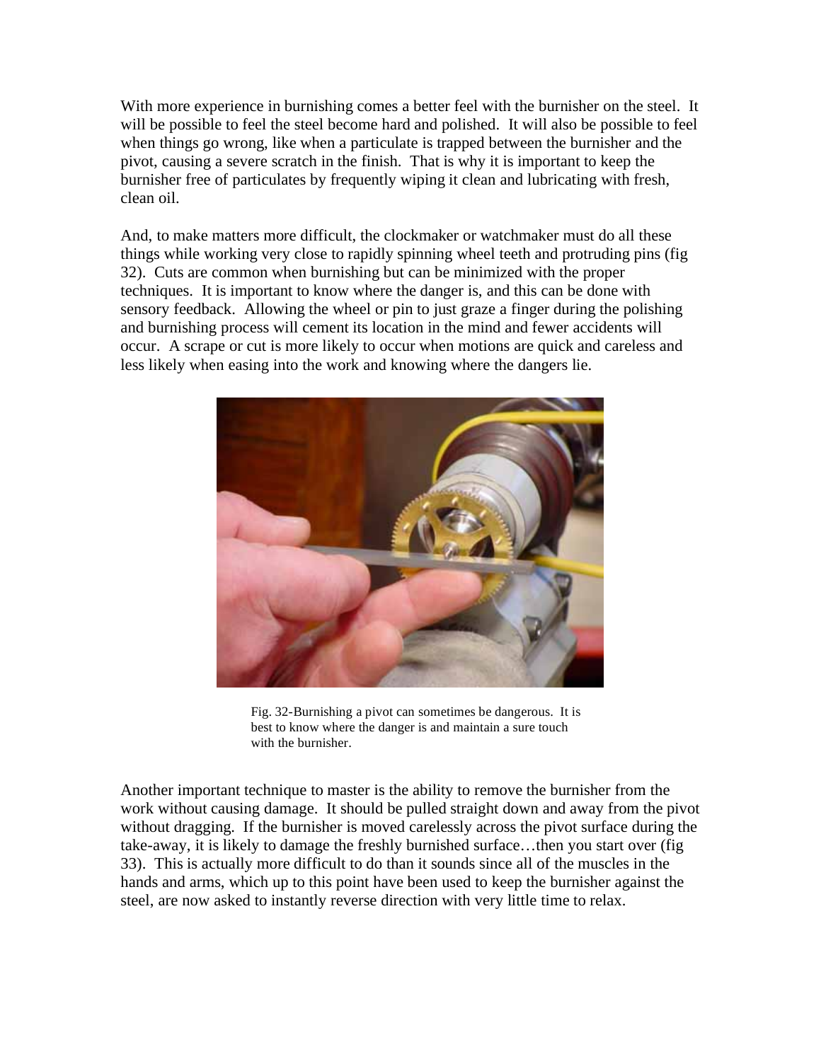With more experience in burnishing comes a better feel with the burnisher on the steel. It will be possible to feel the steel become hard and polished. It will also be possible to feel when things go wrong, like when a particulate is trapped between the burnisher and the pivot, causing a severe scratch in the finish. That is why it is important to keep the burnisher free of particulates by frequently wiping it clean and lubricating with fresh, clean oil.

And, to make matters more difficult, the clockmaker or watchmaker must do all these things while working very close to rapidly spinning wheel teeth and protruding pins (fig 32). Cuts are common when burnishing but can be minimized with the proper techniques. It is important to know where the danger is, and this can be done with sensory feedback. Allowing the wheel or pin to just graze a finger during the polishing and burnishing process will cement its location in the mind and fewer accidents will occur. A scrape or cut is more likely to occur when motions are quick and careless and less likely when easing into the work and knowing where the dangers lie.

Fig. 32-Burnishing a pivot can sometimes be dangerous. It is best to know where the danger is and maintain a sure touch with the burnisher.

Another important technique to master is the ability to remove the burnisher from the work without causing damage. It should be pulled straight down and away from the pivot without dragging. If the burnisher is moved carelessly across the pivot surface during the take-away, it is likely to damage the freshly burnished surface…then you start over (fig 33). This is actually more difficult to do than it sounds since all of the muscles in the hands and arms, which up to this point have been used to keep the burnisher against the steel, are now asked to instantly reverse direction with very little time to relax.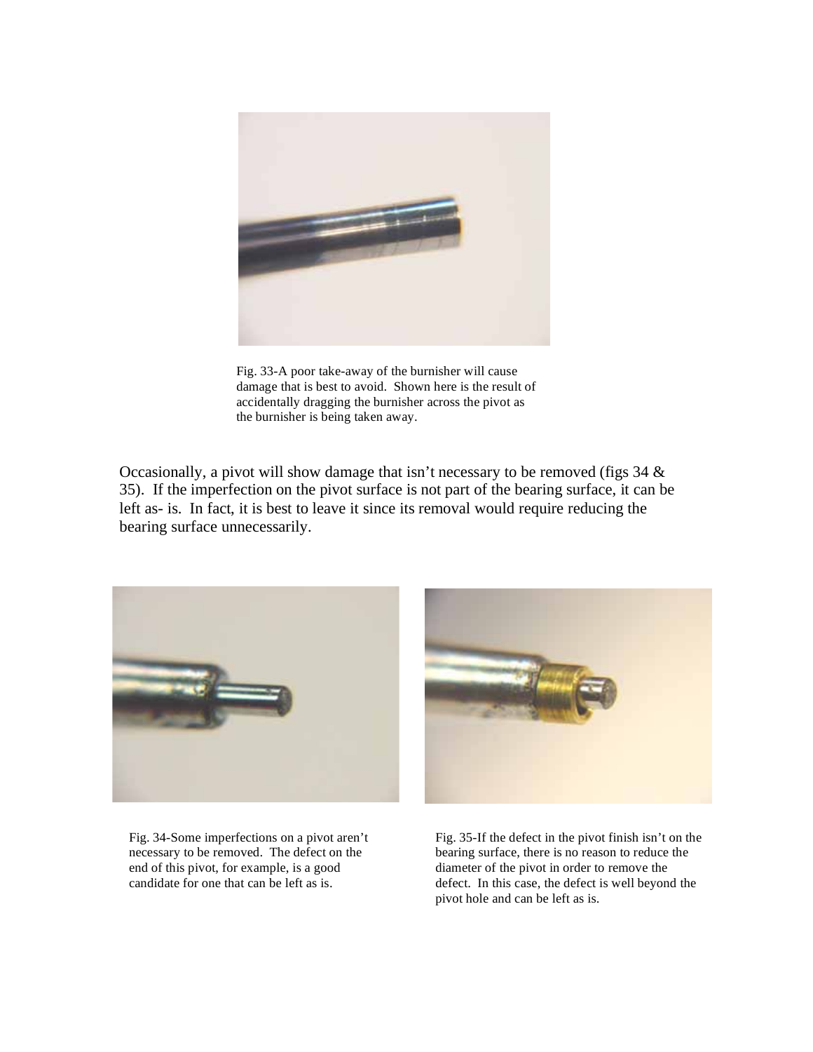Fig. 33-A poor take-away of the burnisher will cause damage that is best to avoid. Shown here is the result of accidentally dragging the burnisher across the pivot as the burnisher is being taken away.

Occasionally, a pivot will show damage that isn't necessary to be removed (figs 34 & 35). If the imperfection on the pivot surface is not part of the bearing surface, it can be left as- is. In fact, it is best to leave it since its removal would require reducing the bearing surface unnecessarily.

Fig. 34-Some imperfections on a pivot aren't necessary to be removed. The defect on the end of this pivot, for example, is a good candidate for one that can be left as is.

Fig. 35-If the defect in the pivot finish isn't on the bearing surface, there is no reason to reduce the diameter of the pivot in order to remove the defect. In this case, the defect is well beyond the pivot hole and can be left as is.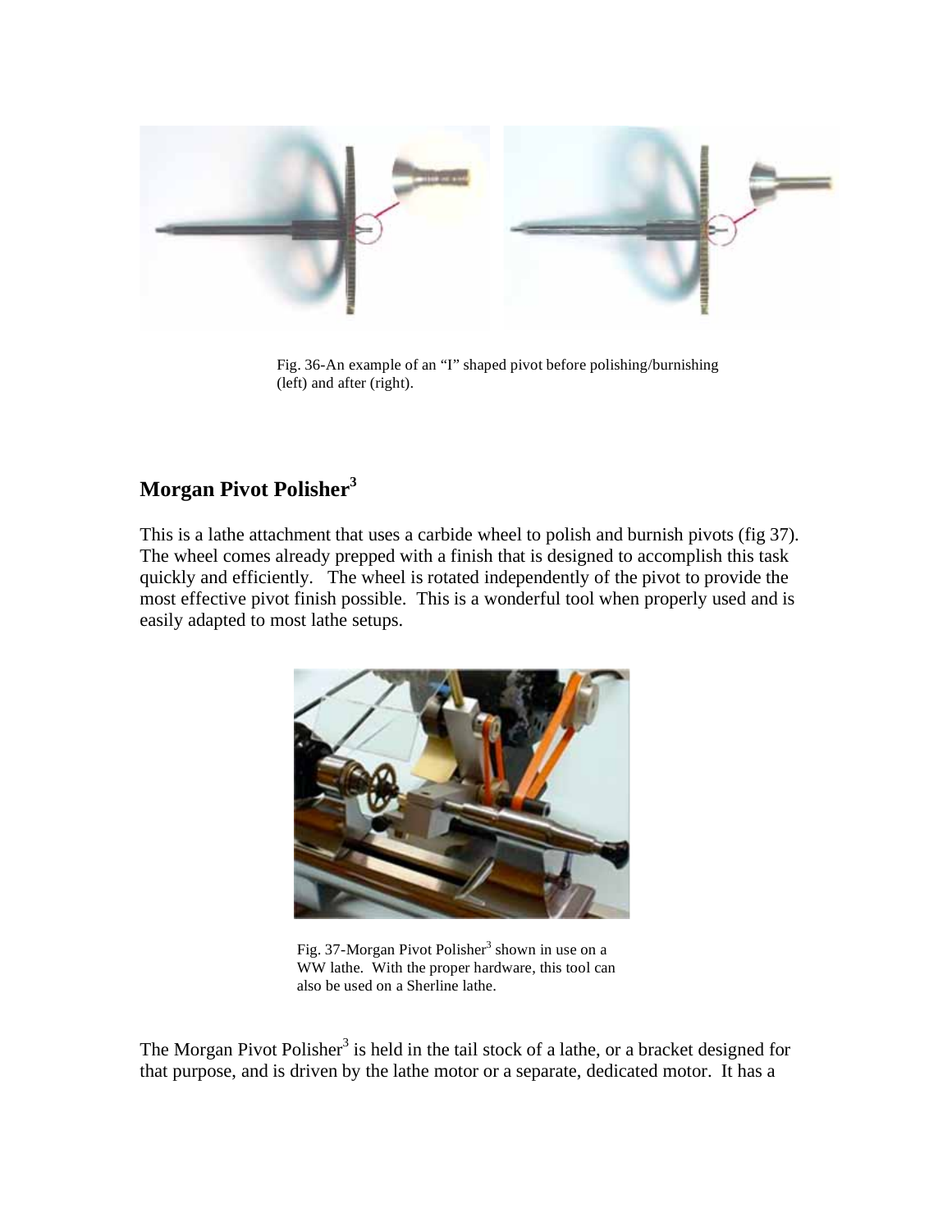Fig. 36-An example of an "I" shaped pivot before polishing/burnishing (left) and after (right).

## Morgan Pivot Polisher[3]

This is a lathe attachment that uses a carbide wheel to polish and burnish pivots (fig 37). The wheel comes already prepped with a finish that is designed to accomplish this task quickly and efficiently. The wheel is rotated independently of the pivot to provide the most effective pivot finish possible. This is a wonderful tool when properly used and is easily adapted to most lathe setups.

Fig. 37-Morgan Pivot Polisher[3] shown in use on a WW lathe. With the proper hardware, this tool can also be used on a Sherline lathe.

The Morgan Pivot Polisher[3] is held in the tail stock of a lathe, or a bracket designed for that purpose, and is driven by the lathe motor or a separate, dedicated motor. It has a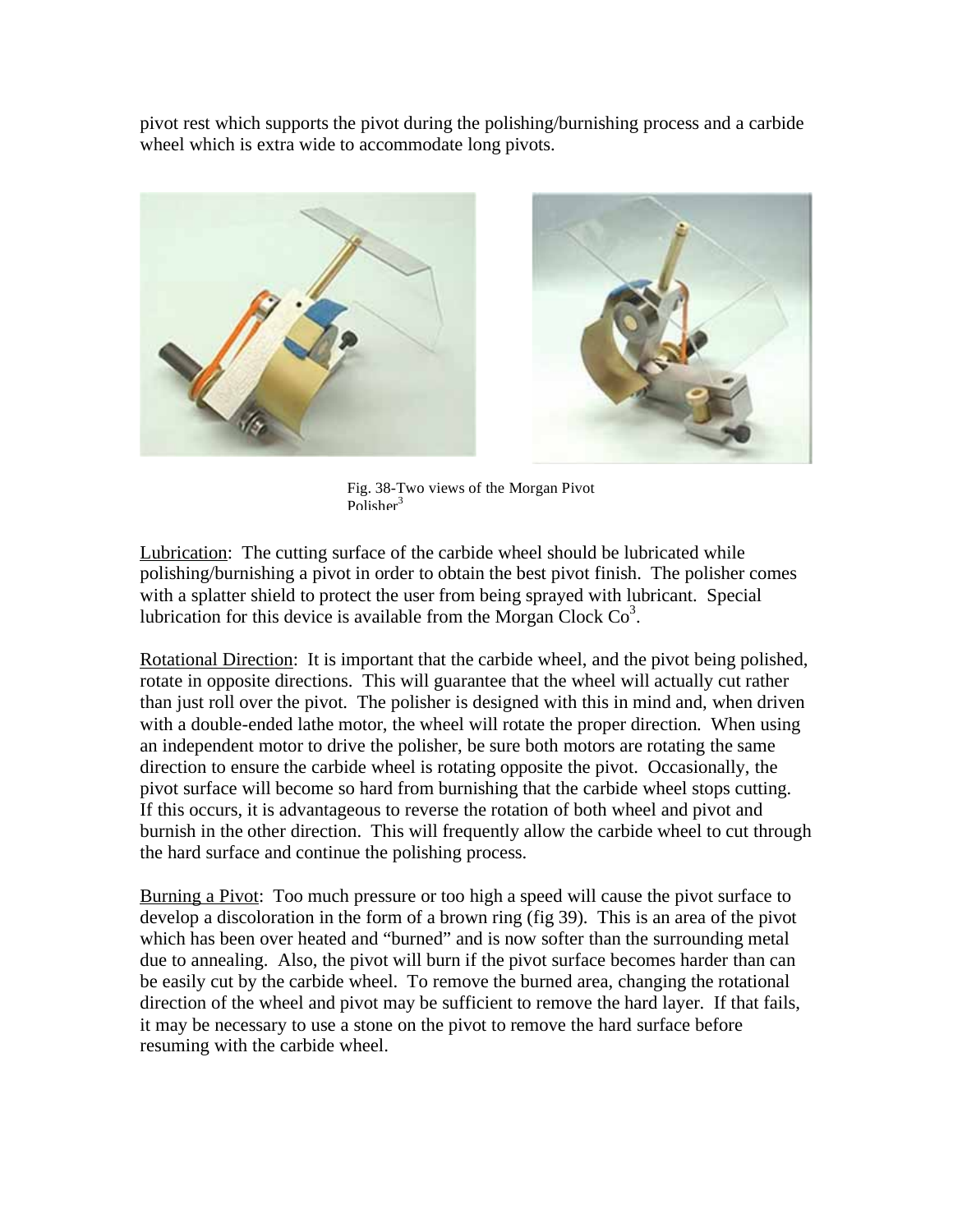pivot rest which supports the pivot during the polishing/burnishing process and a carbide wheel which is extra wide to accommodate long pivots.

Fig. 38-Two views of the Morgan Pivot Polisher[3]

Lubrication: The cutting surface of the carbide wheel should be lubricated while polishing/burnishing a pivot in order to obtain the best pivot finish. The polisher comes with a splatter shield to protect the user from being sprayed with lubricant. Special lubrication for this device is available from the Morgan Clock Co[3].

Rotational Direction: It is important that the carbide wheel, and the pivot being polished, rotate in opposite directions. This will guarantee that the wheel will actually cut rather than just roll over the pivot. The polisher is designed with this in mind and, when driven with a double-ended lathe motor, the wheel will rotate the proper direction. When using an independent motor to drive the polisher, be sure both motors are rotating the same direction to ensure the carbide wheel is rotating opposite the pivot. Occasionally, the pivot surface will become so hard from burnishing that the carbide wheel stops cutting. If this occurs, it is advantageous to reverse the rotation of both wheel and pivot and burnish in the other direction. This will frequently allow the carbide wheel to cut through the hard surface and continue the polishing process.

Burning a Pivot: Too much pressure or too high a speed will cause the pivot surface to develop a discoloration in the form of a brown ring (fig 39). This is an area of the pivot which has been over heated and "burned" and is now softer than the surrounding metal due to annealing. Also, the pivot will burn if the pivot surface becomes harder than can be easily cut by the carbide wheel. To remove the burned area, changing the rotational direction of the wheel and pivot may be sufficient to remove the hard layer. If that fails, it may be necessary to use a stone on the pivot to remove the hard surface before resuming with the carbide wheel.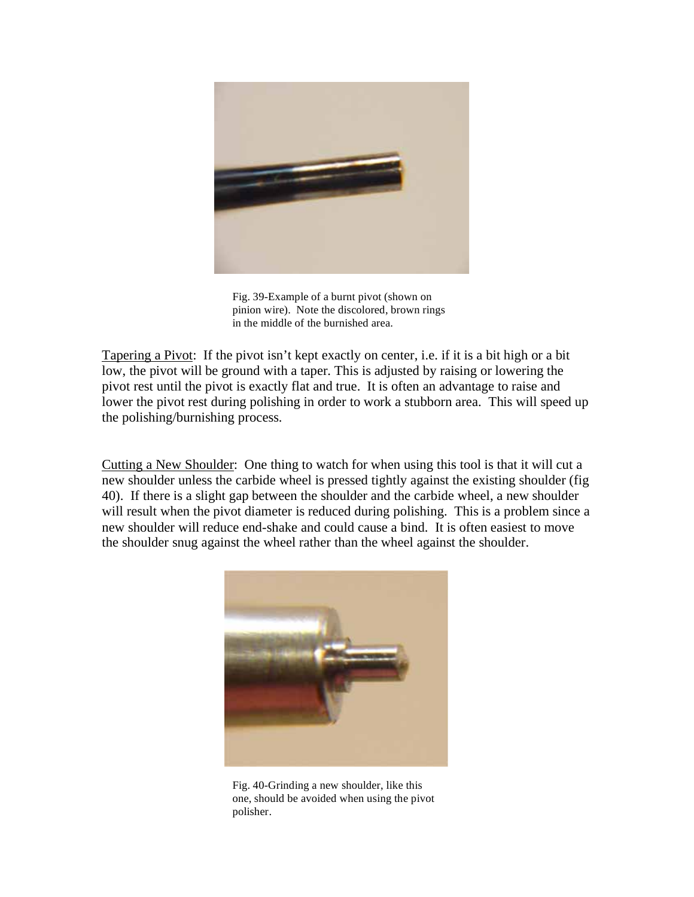Fig. 39-Example of a burnt pivot (shown on pinion wire). Note the discolored, brown rings in the middle of the burnished area.

<u>Tapering a Pivot</u>: If the pivot isn't kept exactly on center, i.e. if it is a bit high or a bit low, the pivot will be ground with a taper. This is adjusted by raising or lowering the pivot rest until the pivot is exactly flat and true. It is often an advantage to raise and lower the pivot rest during polishing in order to work a stubborn area. This will speed up the polishing/burnishing process.

<u>Cutting a New Shoulder</u>: One thing to watch for when using this tool is that it will cut a new shoulder unless the carbide wheel is pressed tightly against the existing shoulder (fig 40). If there is a slight gap between the shoulder and the carbide wheel, a new shoulder will result when the pivot diameter is reduced during polishing. This is a problem since a new shoulder will reduce end-shake and could cause a bind. It is often easiest to move the shoulder snug against the wheel rather than the wheel against the shoulder.

Fig. 40-Grinding a new shoulder, like this one, should be avoided when using the pivot polisher.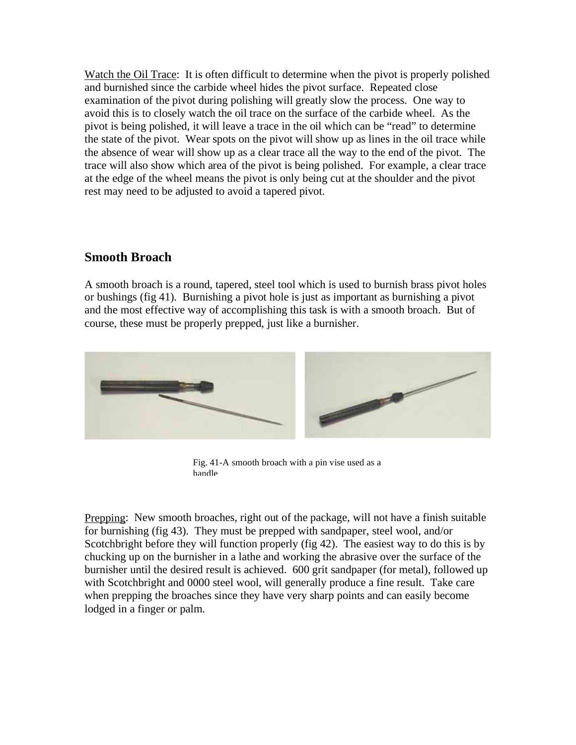Watch the Oil Trace: It is often difficult to determine when the pivot is properly polished and burnished since the carbide wheel hides the pivot surface. Repeated close examination of the pivot during polishing will greatly slow the process. One way to avoid this is to closely watch the oil trace on the surface of the carbide wheel. As the pivot is being polished, it will leave a trace in the oil which can be "read" to determine the state of the pivot. Wear spots on the pivot will show up as lines in the oil trace while the absence of wear will show up as a clear trace all the way to the end of the pivot. The trace will also show which area of the pivot is being polished. For example, a clear trace at the edge of the wheel means the pivot is only being cut at the shoulder and the pivot rest may need to be adjusted to avoid a tapered pivot.

## Smooth Broach

A smooth broach is a round, tapered, steel tool which is used to burnish brass pivot holes or bushings (fig 41). Burnishing a pivot hole is just as important as burnishing a pivot and the most effective way of accomplishing this task is with a smooth broach. But of course, these must be properly prepped, just like a burnisher.

Fig. 41-A smooth broach with a pin vise used as a handle

Prepping: New smooth broaches, right out of the package, will not have a finish suitable for burnishing (fig 43). They must be prepped with sandpaper, steel wool, and/or Scotchbright before they will function properly (fig 42). The easiest way to do this is by chucking up on the burnisher in a lathe and working the abrasive over the surface of the burnisher until the desired result is achieved. 600 grit sandpaper (for metal), followed up with Scotchbright and 0000 steel wool, will generally produce a fine result. Take care when prepping the broaches since they have very sharp points and can easily become lodged in a finger or palm.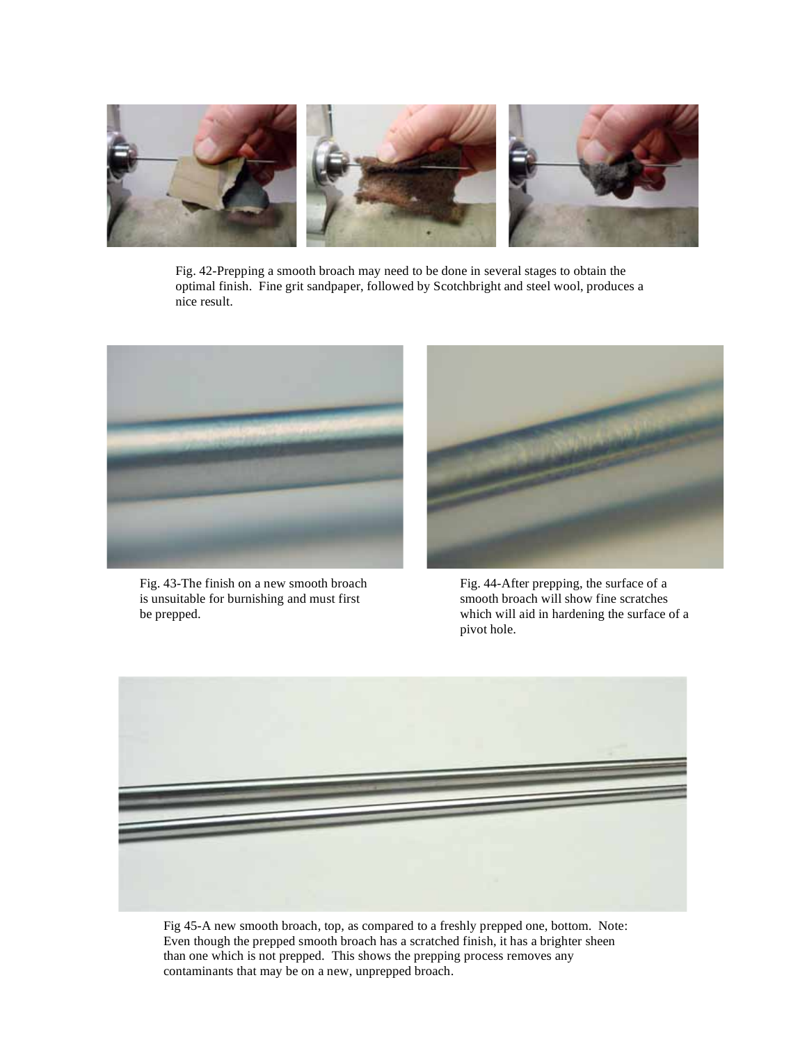Fig. 42-Prepping a smooth broach may need to be done in several stages to obtain the optimal finish. Fine grit sandpaper, followed by Scotchbright and steel wool, produces a nice result.

Fig. 43-The finish on a new smooth broach is unsuitable for burnishing and must first be prepped.

Fig. 44-After prepping, the surface of a smooth broach will show fine scratches which will aid in hardening the surface of a pivot hole.

Fig 45-A new smooth broach, top, as compared to a freshly prepped one, bottom. Note: Even though the prepped smooth broach has a scratched finish, it has a brighter sheen than one which is not prepped. This shows the prepping process removes any contaminants that may be on a new, unprepped broach.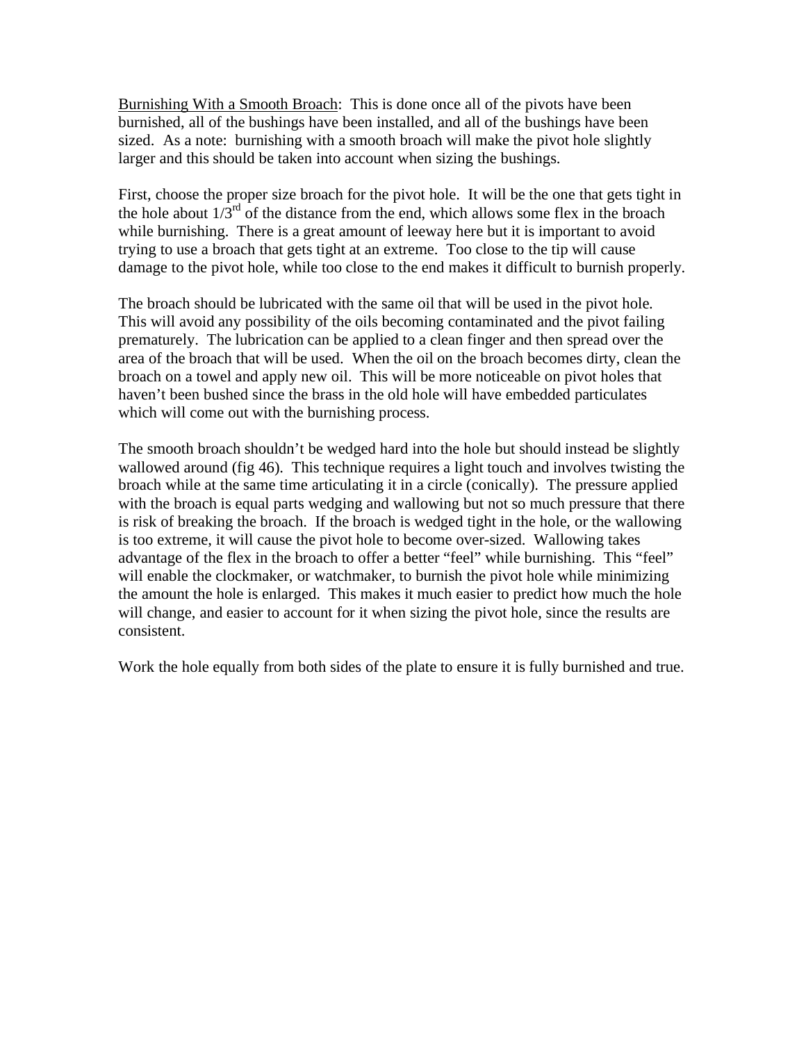Burnishing With a Smooth Broach: This is done once all of the pivots have been burnished, all of the bushings have been installed, and all of the bushings have been sized. As a note: burnishing with a smooth broach will make the pivot hole slightly larger and this should be taken into account when sizing the bushings.

First, choose the proper size broach for the pivot hole. It will be the one that gets tight in the hole about 1/3rd of the distance from the end, which allows some flex in the broach while burnishing. There is a great amount of leeway here but it is important to avoid trying to use a broach that gets tight at an extreme. Too close to the tip will cause damage to the pivot hole, while too close to the end makes it difficult to burnish properly.

The broach should be lubricated with the same oil that will be used in the pivot hole. This will avoid any possibility of the oils becoming contaminated and the pivot failing prematurely. The lubrication can be applied to a clean finger and then spread over the area of the broach that will be used. When the oil on the broach becomes dirty, clean the broach on a towel and apply new oil. This will be more noticeable on pivot holes that haven't been bushed since the brass in the old hole will have embedded particulates which will come out with the burnishing process.

The smooth broach shouldn't be wedged hard into the hole but should instead be slightly wallowed around (fig 46). This technique requires a light touch and involves twisting the broach while at the same time articulating it in a circle (conically). The pressure applied with the broach is equal parts wedging and wallowing but not so much pressure that there is risk of breaking the broach. If the broach is wedged tight in the hole, or the wallowing is too extreme, it will cause the pivot hole to become over-sized. Wallowing takes advantage of the flex in the broach to offer a better "feel" while burnishing. This "feel" will enable the clockmaker, or watchmaker, to burnish the pivot hole while minimizing the amount the hole is enlarged. This makes it much easier to predict how much the hole will change, and easier to account for it when sizing the pivot hole, since the results are consistent.

Work the hole equally from both sides of the plate to ensure it is fully burnished and true.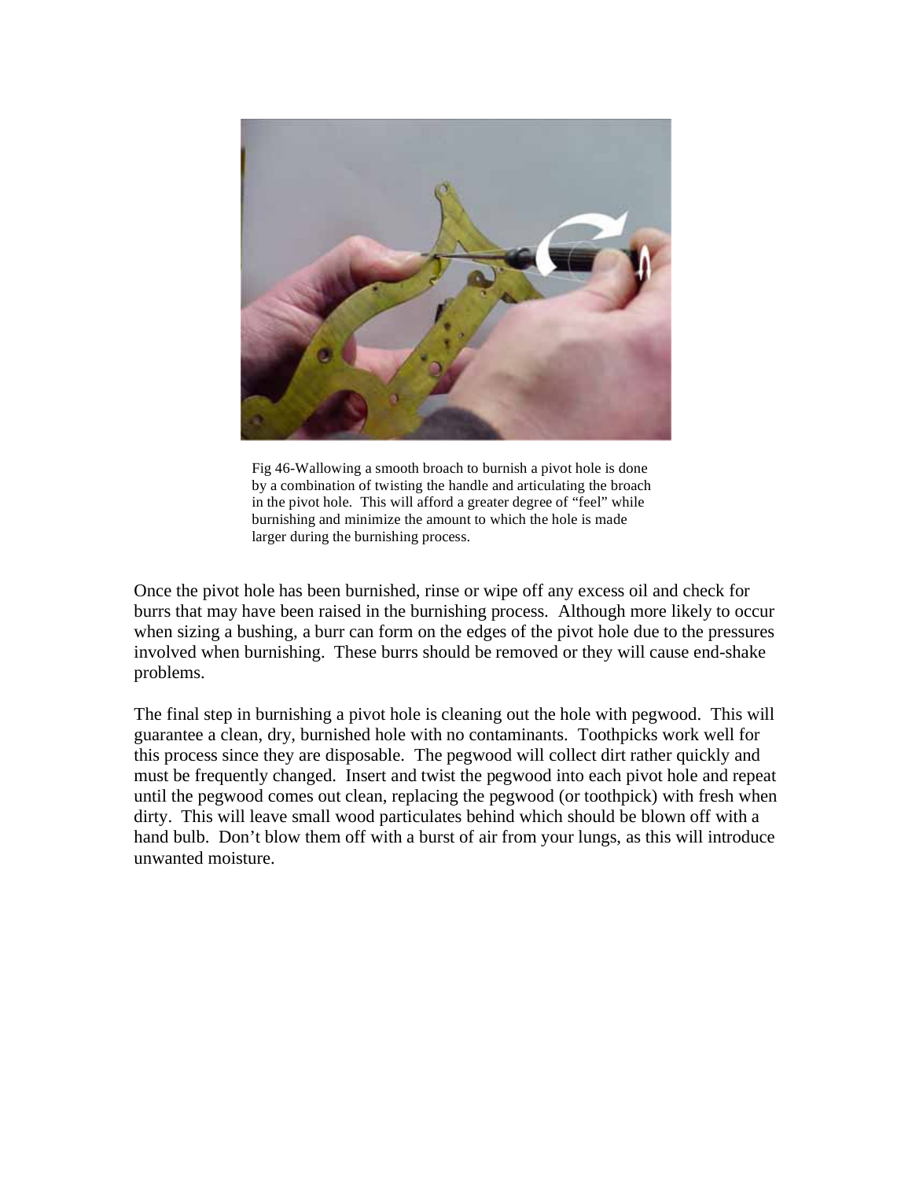Fig 46-Wallowing a smooth broach to burnish a pivot hole is done by a combination of twisting the handle and articulating the broach in the pivot hole. This will afford a greater degree of "feel" while burnishing and minimize the amount to which the hole is made larger during the burnishing process.

Once the pivot hole has been burnished, rinse or wipe off any excess oil and check for burrs that may have been raised in the burnishing process. Although more likely to occur when sizing a bushing, a burr can form on the edges of the pivot hole due to the pressures involved when burnishing. These burrs should be removed or they will cause end-shake problems.

The final step in burnishing a pivot hole is cleaning out the hole with pegwood. This will guarantee a clean, dry, burnished hole with no contaminants. Toothpicks work well for this process since they are disposable. The pegwood will collect dirt rather quickly and must be frequently changed. Insert and twist the pegwood into each pivot hole and repeat until the pegwood comes out clean, replacing the pegwood (or toothpick) with fresh when dirty. This will leave small wood particulates behind which should be blown off with a hand bulb. Don't blow them off with a burst of air from your lungs, as this will introduce unwanted moisture.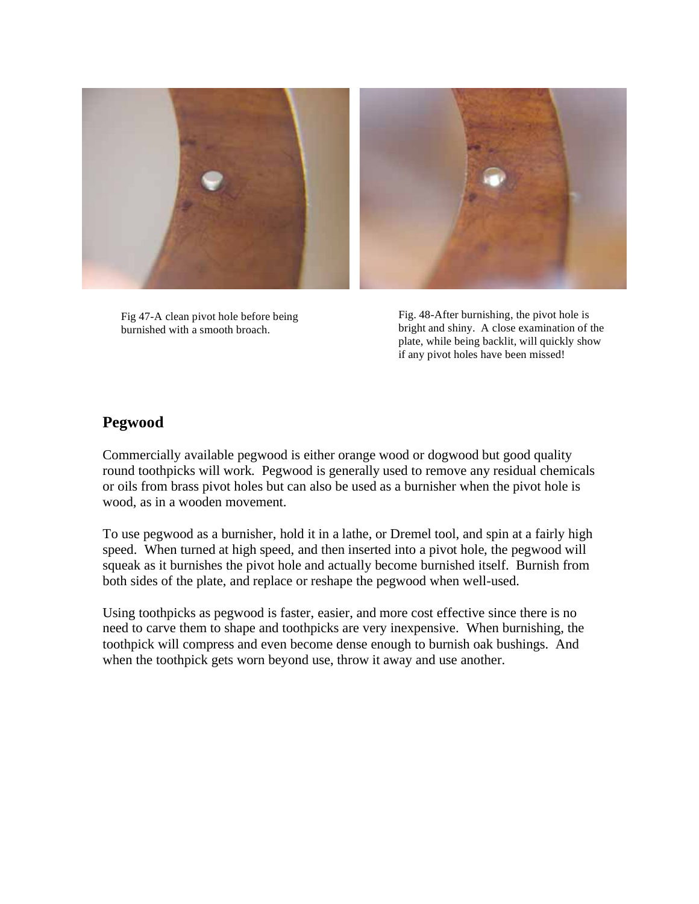Fig 47-A clean pivot hole before being burnished with a smooth broach.

Fig. 48-After burnishing, the pivot hole is bright and shiny. A close examination of the plate, while being backlit, will quickly show if any pivot holes have been missed!

## Pegwood

Commercially available pegwood is either orange wood or dogwood but good quality round toothpicks will work. Pegwood is generally used to remove any residual chemicals or oils from brass pivot holes but can also be used as a burnisher when the pivot hole is wood, as in a wooden movement.

To use pegwood as a burnisher, hold it in a lathe, or Dremel tool, and spin at a fairly high speed. When turned at high speed, and then inserted into a pivot hole, the pegwood will squeak as it burnishes the pivot hole and actually become burnished itself. Burnish from both sides of the plate, and replace or reshape the pegwood when well-used.

Using toothpicks as pegwood is faster, easier, and more cost effective since there is no need to carve them to shape and toothpicks are very inexpensive. When burnishing, the toothpick will compress and even become dense enough to burnish oak bushings. And when the toothpick gets worn beyond use, throw it away and use another.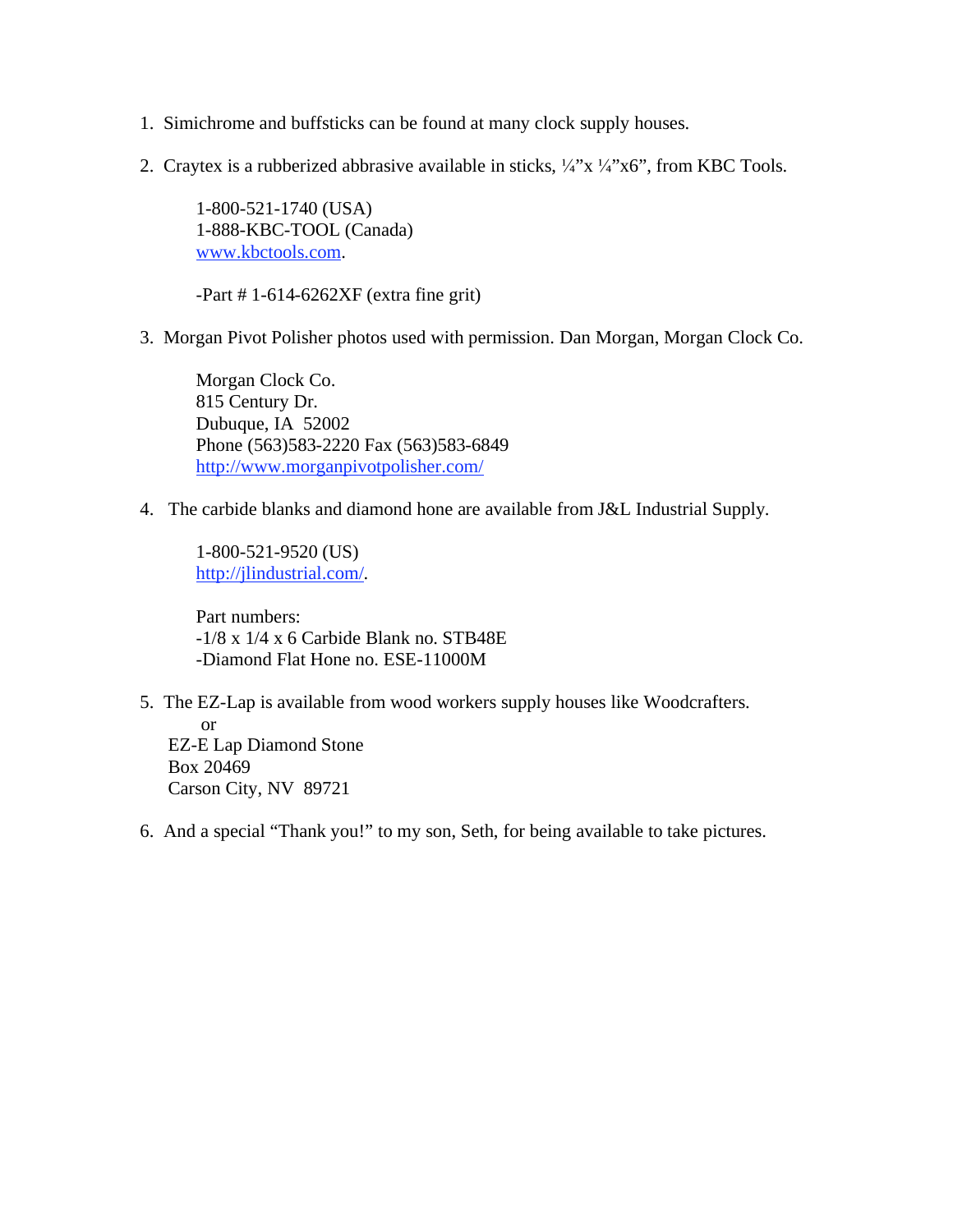1. Simichrome and buffsticks can be found at many clock supply houses.

2. Craytex is a rubberized abbrasive available in sticks, ¼"x ¼"x6", from KBC Tools.

   1-800-521-1740 (USA)
   1-888-KBC-TOOL (Canada)
   www.kbctools.com.

   -Part # 1-614-6262XF (extra fine grit)

3. Morgan Pivot Polisher photos used with permission. Dan Morgan, Morgan Clock Co.

   Morgan Clock Co.
   815 Century Dr.
   Dubuque, IA 52002
   Phone (563)583-2220 Fax (563)583-6849
   http://www.morganpivotpolisher.com/

4. The carbide blanks and diamond hone are available from J&L Industrial Supply.

   1-800-521-9520 (US)
   http://jlindustrial.com/.

   Part numbers:
   -1/8 x 1/4 x 6 Carbide Blank no. STB48E
   -Diamond Flat Hone no. ESE-11000M

5. The EZ-Lap is available from wood workers supply houses like Woodcrafters.
   or
   EZ-E Lap Diamond Stone
   Box 20469
   Carson City, NV 89721

6. And a special "Thank you!" to my son, Seth, for being available to take pictures.